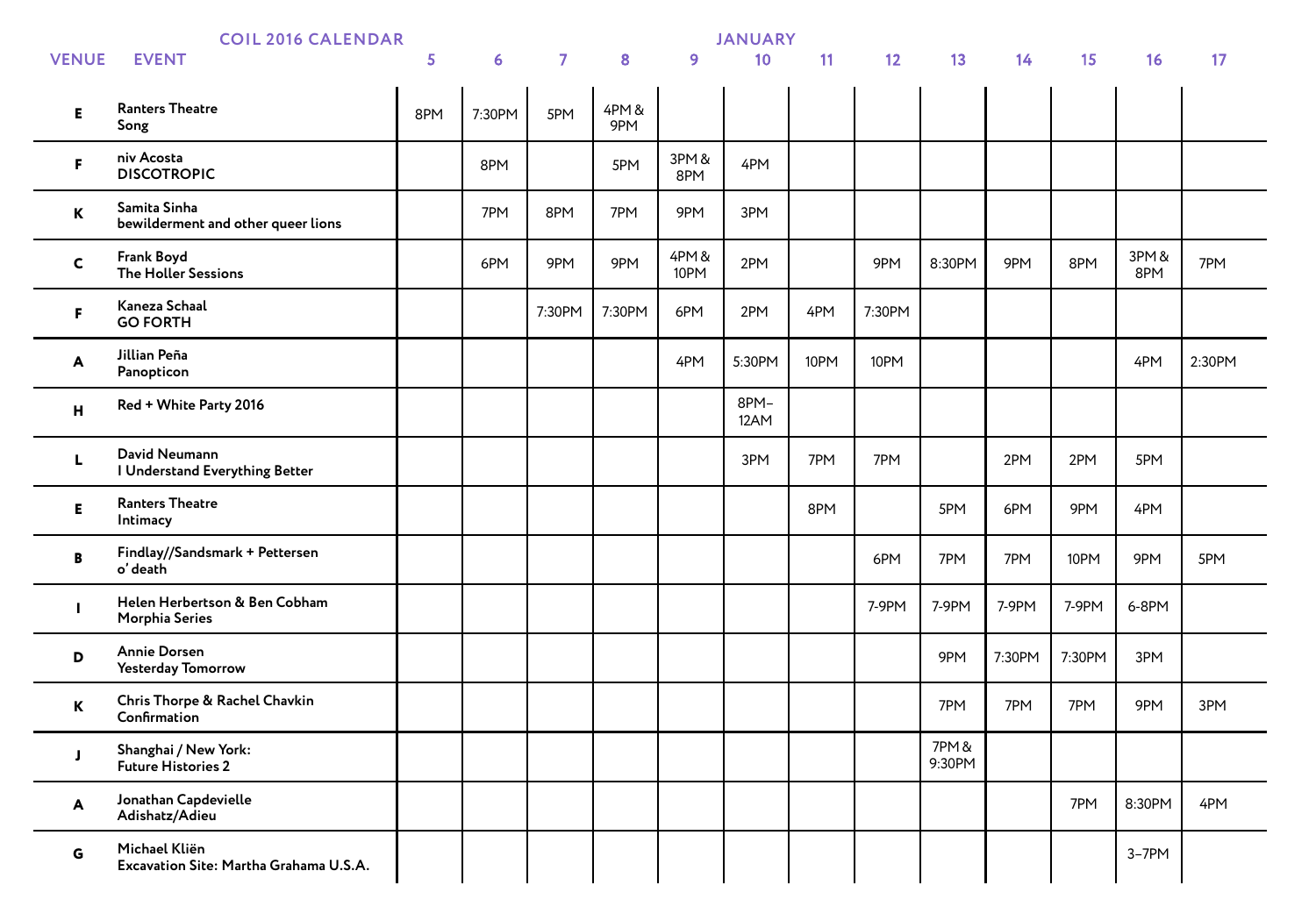## COIL 2016 CALENDAR

| VENUE | EVENT | 5 | 6 | 7 | 8 | 9 | 10 | 11 | 12 | 13 | 14 | 15 | 16 | 17 |
|---|---|---|---|---|---|---|---|---|---|---|---|---|---|---|
| | | JANUARY | | | | | | | | | | | | |
| E | Ranters Theatre<br>Song | 8PM | 7:30PM | 5PM | 4PM & 9PM | | | | | | | | | |
| F | niv Acosta<br>**DISCOTROPIC** | | 8PM | | 5PM | 3PM & 8PM | 4PM | | | | | | | |
| K | Samita Sinha<br>bewilderment and other queer lions | | 7PM | 8PM | 7PM | 9PM | 3PM | | | | | | | |
| C | Frank Boyd<br>The Holler Sessions | | 6PM | 9PM | 9PM | 4PM & 10PM | 2PM | | 9PM | 8:30PM | 9PM | 8PM | 3PM & 8PM | 7PM |
| F | Kaneza Schaal<br>**GO FORTH** | | | 7:30PM | 7:30PM | 6PM | 2PM | 4PM | 7:30PM | | | | | |
| A | Jillian Peña<br>Panopticon | | | | | 4PM | 5:30PM | 10PM | 10PM | | | | 4PM | 2:30PM |
| H | Red + White Party 2016 | | | | | | 8PM–12AM | | | | | | | |
| L | David Neumann<br>I Understand Everything Better | | | | | | 3PM | 7PM | 7PM | | 2PM | 2PM | 5PM | |
| E | Ranters Theatre<br>Intimacy | | | | | | | 8PM | | 5PM | 6PM | 9PM | 4PM | |
| B | Findlay//Sandsmark + Pettersen<br>o' death | | | | | | | | 6PM | 7PM | 7PM | 10PM | 9PM | 5PM |
| I | Helen Herbertson & Ben Cobham<br>Morphia Series | | | | | | | | 7-9PM | 7-9PM | 7-9PM | 7-9PM | 6-8PM | |
| D | Annie Dorsen<br>Yesterday Tomorrow | | | | | | | | | 9PM | 7:30PM | 7:30PM | 3PM | |
| K | Chris Thorpe & Rachel Chavkin<br>Confirmation | | | | | | | | | 7PM | 7PM | 7PM | 9PM | 3PM |
| J | Shanghai / New York:<br>Future Histories 2 | | | | | | | | | 7PM & 9:30PM | | | | |
| A | Jonathan Capdevielle<br>Adishatz/Adieu | | | | | | | | | | | 7PM | 8:30PM | 4PM |
| G | Michael Kliën<br>Excavation Site: Martha Grahama U.S.A. | | | | | | | | | | | | 3–7PM | |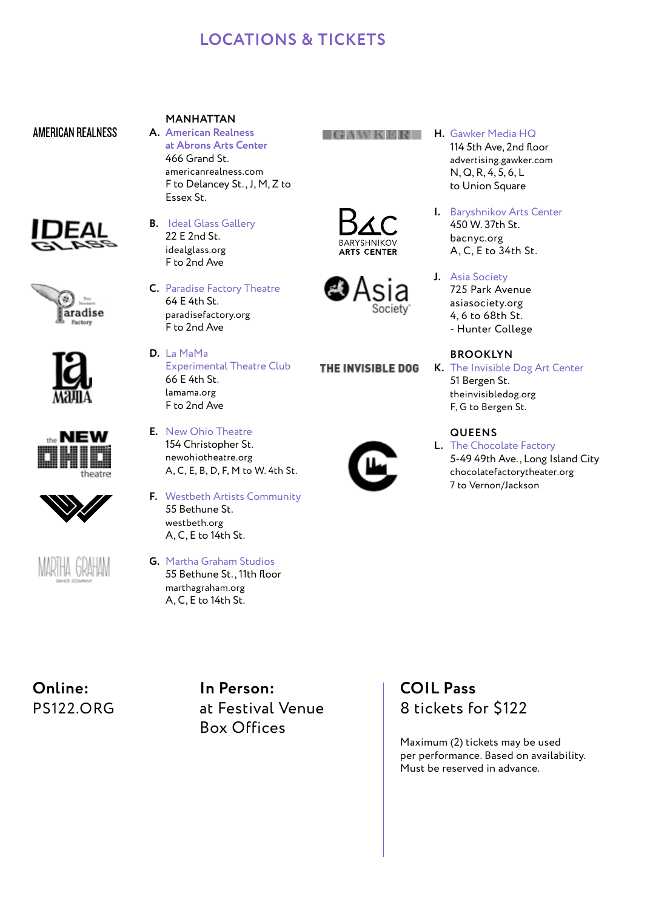# LOCATIONS & TICKETS

## MANHATTAN

**A. American Realness at Abrons Arts Center**
466 Grand St.
americanrealness.com
F to Delancey St., J, M, Z to Essex St.

**B. Ideal Glass Gallery**
22 E 2nd St.
idealglass.org
F to 2nd Ave

**C. Paradise Factory Theatre**
64 E 4th St.
paradisefactory.org
F to 2nd Ave

**D. La MaMa Experimental Theatre Club**
66 E 4th St.
lamama.org
F to 2nd Ave

**E. New Ohio Theatre**
154 Christopher St.
newohiotheatre.org
A, C, E, B, D, F, M to W. 4th St.

**F. Westbeth Artists Community**
55 Bethune St.
westbeth.org
A, C, E to 14th St.

**G. Martha Graham Studios**
55 Bethune St., 11th floor
marthagraham.org
A, C, E to 14th St.

**H. Gawker Media HQ**
114 5th Ave, 2nd floor
advertising.gawker.com
N, Q, R, 4, 5, 6, L to Union Square

**I. Baryshnikov Arts Center**
450 W. 37th St.
bacnyc.org
A, C, E to 34th St.

**J. Asia Society**
725 Park Avenue
asiasociety.org
4, 6 to 68th St. - Hunter College

## BROOKLYN

**K. The Invisible Dog Art Center**
51 Bergen St.
theinvisibledog.org
F, G to Bergen St.

## QUEENS

**L. The Chocolate Factory**
5-49 49th Ave., Long Island City
chocolatefactorytheater.org
7 to Vernon/Jackson

**Online:**
PS122.ORG

**In Person:**
at Festival Venue Box Offices

**COIL Pass**
8 tickets for $122

Maximum (2) tickets may be used per performance. Based on availability. Must be reserved in advance.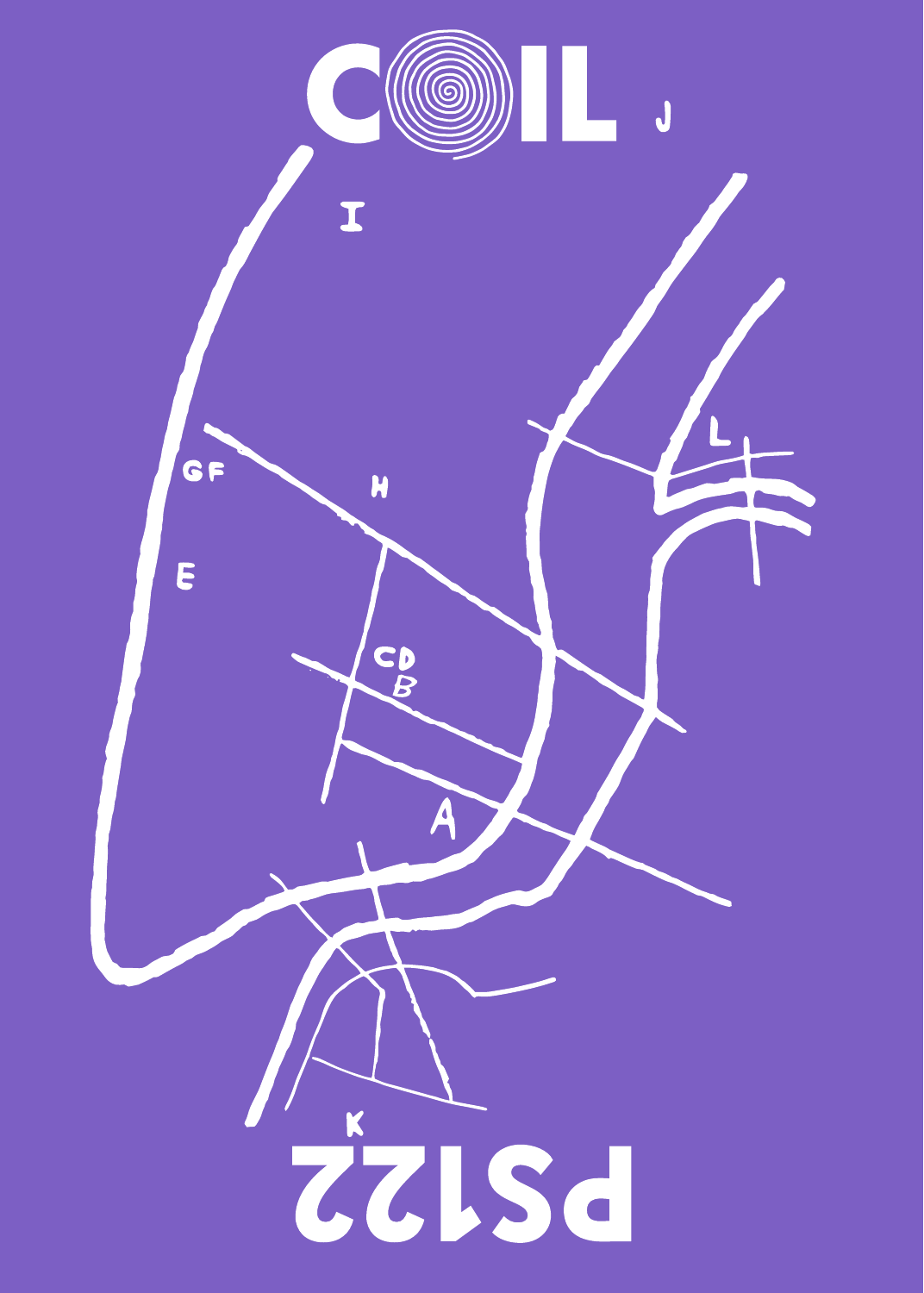COIL

PS122

I

J

GF

H

L

E

CD

B

A

K